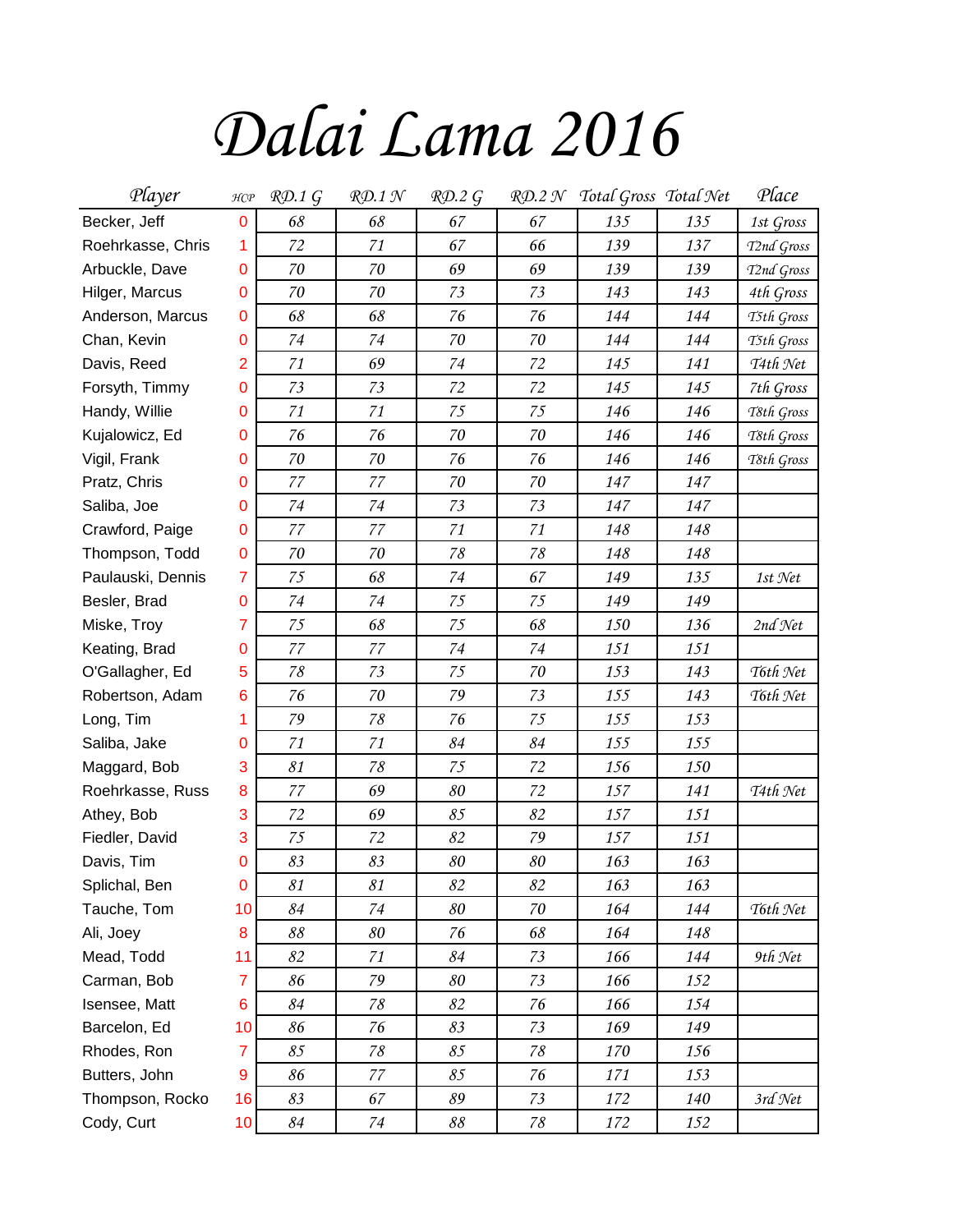# Dalai Lama 2016

| Player | HCP | RD.1 G | RD.1 N | RD.2 G | RD.2 N | Total Gross | Total Net | Place |
|---|---|---|---|---|---|---|---|---|
| Becker, Jeff | 0 | 68 | 68 | 67 | 67 | 135 | 135 | 1st Gross |
| Roehrkasse, Chris | 1 | 72 | 71 | 67 | 66 | 139 | 137 | T2nd Gross |
| Arbuckle, Dave | 0 | 70 | 70 | 69 | 69 | 139 | 139 | T2nd Gross |
| Hilger, Marcus | 0 | 70 | 70 | 73 | 73 | 143 | 143 | 4th Gross |
| Anderson, Marcus | 0 | 68 | 68 | 76 | 76 | 144 | 144 | T5th Gross |
| Chan, Kevin | 0 | 74 | 74 | 70 | 70 | 144 | 144 | T5th Gross |
| Davis, Reed | 2 | 71 | 69 | 74 | 72 | 145 | 141 | T4th Net |
| Forsyth, Timmy | 0 | 73 | 73 | 72 | 72 | 145 | 145 | 7th Gross |
| Handy, Willie | 0 | 71 | 71 | 75 | 75 | 146 | 146 | T8th Gross |
| Kujalowicz, Ed | 0 | 76 | 76 | 70 | 70 | 146 | 146 | T8th Gross |
| Vigil, Frank | 0 | 70 | 70 | 76 | 76 | 146 | 146 | T8th Gross |
| Pratz, Chris | 0 | 77 | 77 | 70 | 70 | 147 | 147 | |
| Saliba, Joe | 0 | 74 | 74 | 73 | 73 | 147 | 147 | |
| Crawford, Paige | 0 | 77 | 77 | 71 | 71 | 148 | 148 | |
| Thompson, Todd | 0 | 70 | 70 | 78 | 78 | 148 | 148 | |
| Paulauski, Dennis | 7 | 75 | 68 | 74 | 67 | 149 | 135 | 1st Net |
| Besler, Brad | 0 | 74 | 74 | 75 | 75 | 149 | 149 | |
| Miske, Troy | 7 | 75 | 68 | 75 | 68 | 150 | 136 | 2nd Net |
| Keating, Brad | 0 | 77 | 77 | 74 | 74 | 151 | 151 | |
| O'Gallagher, Ed | 5 | 78 | 73 | 75 | 70 | 153 | 143 | T6th Net |
| Robertson, Adam | 6 | 76 | 70 | 79 | 73 | 155 | 143 | T6th Net |
| Long, Tim | 1 | 79 | 78 | 76 | 75 | 155 | 153 | |
| Saliba, Jake | 0 | 71 | 71 | 84 | 84 | 155 | 155 | |
| Maggard, Bob | 3 | 81 | 78 | 75 | 72 | 156 | 150 | |
| Roehrkasse, Russ | 8 | 77 | 69 | 80 | 72 | 157 | 141 | T4th Net |
| Athey, Bob | 3 | 72 | 69 | 85 | 82 | 157 | 151 | |
| Fiedler, David | 3 | 75 | 72 | 82 | 79 | 157 | 151 | |
| Davis, Tim | 0 | 83 | 83 | 80 | 80 | 163 | 163 | |
| Splichal, Ben | 0 | 81 | 81 | 82 | 82 | 163 | 163 | |
| Tauche, Tom | 10 | 84 | 74 | 80 | 70 | 164 | 144 | T6th Net |
| Ali, Joey | 8 | 88 | 80 | 76 | 68 | 164 | 148 | |
| Mead, Todd | 11 | 82 | 71 | 84 | 73 | 166 | 144 | 9th Net |
| Carman, Bob | 7 | 86 | 79 | 80 | 73 | 166 | 152 | |
| Isensee, Matt | 6 | 84 | 78 | 82 | 76 | 166 | 154 | |
| Barcelon, Ed | 10 | 86 | 76 | 83 | 73 | 169 | 149 | |
| Rhodes, Ron | 7 | 85 | 78 | 85 | 78 | 170 | 156 | |
| Butters, John | 9 | 86 | 77 | 85 | 76 | 171 | 153 | |
| Thompson, Rocko | 16 | 83 | 67 | 89 | 73 | 172 | 140 | 3rd Net |
| Cody, Curt | 10 | 84 | 74 | 88 | 78 | 172 | 152 | |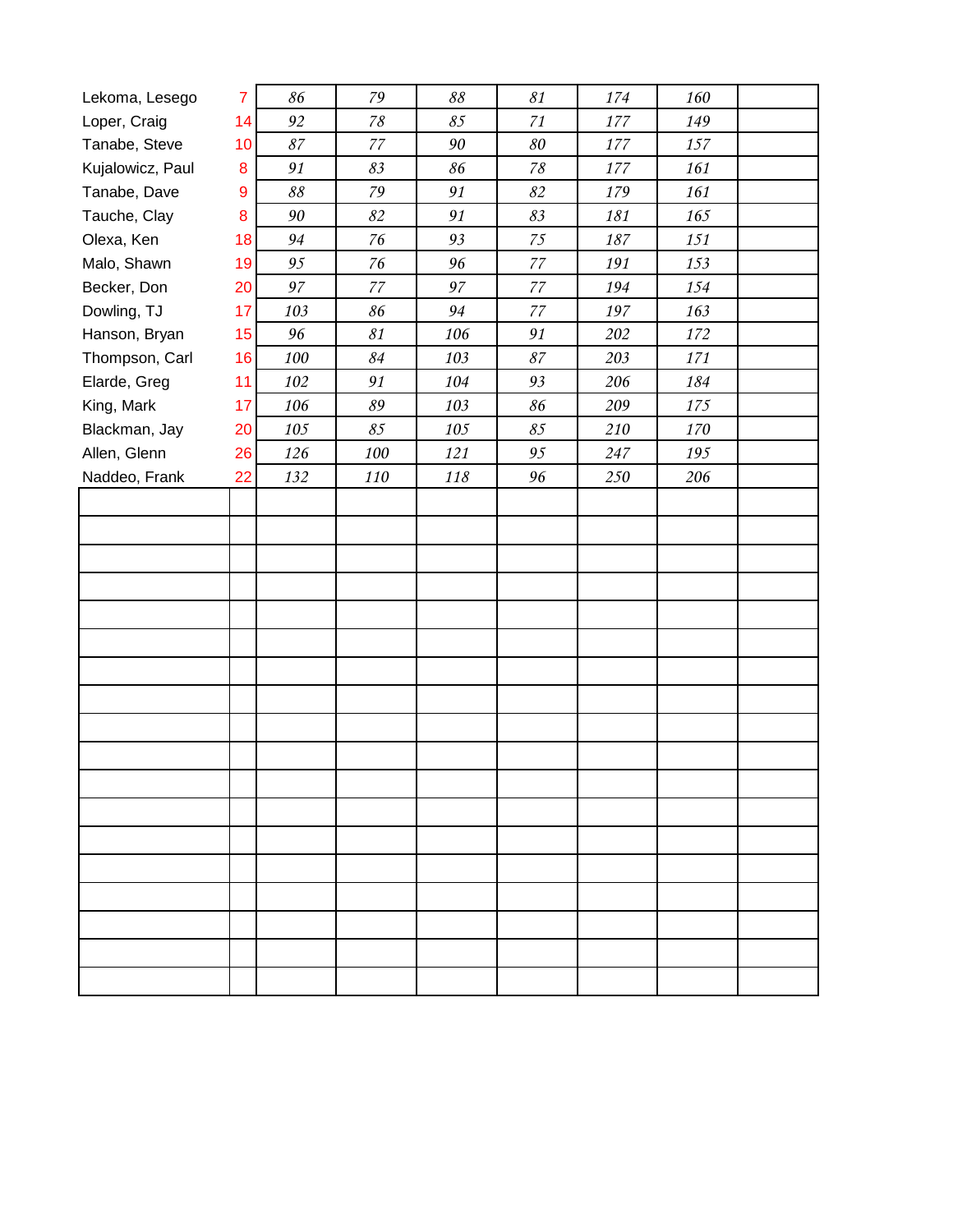| | | | | | | | | |
|---|---|---|---|---|---|---|---|---|
| Lekoma, Lesego | 7 | *86* | *79* | *88* | *81* | *174* | *160* | |
| Loper, Craig | 14 | *92* | *78* | *85* | *71* | *177* | *149* | |
| Tanabe, Steve | 10 | *87* | *77* | *90* | *80* | *177* | *157* | |
| Kujalowicz, Paul | 8 | *91* | *83* | *86* | *78* | *177* | *161* | |
| Tanabe, Dave | 9 | *88* | *79* | *91* | *82* | *179* | *161* | |
| Tauche, Clay | 8 | *90* | *82* | *91* | *83* | *181* | *165* | |
| Olexa, Ken | 18 | *94* | *76* | *93* | *75* | *187* | *151* | |
| Malo, Shawn | 19 | *95* | *76* | *96* | *77* | *191* | *153* | |
| Becker, Don | 20 | *97* | *77* | *97* | *77* | *194* | *154* | |
| Dowling, TJ | 17 | *103* | *86* | *94* | *77* | *197* | *163* | |
| Hanson, Bryan | 15 | *96* | *81* | *106* | *91* | *202* | *172* | |
| Thompson, Carl | 16 | *100* | *84* | *103* | *87* | *203* | *171* | |
| Elarde, Greg | 11 | *102* | *91* | *104* | *93* | *206* | *184* | |
| King, Mark | 17 | *106* | *89* | *103* | *86* | *209* | *175* | |
| Blackman, Jay | 20 | *105* | *85* | *105* | *85* | *210* | *170* | |
| Allen, Glenn | 26 | *126* | *100* | *121* | *95* | *247* | *195* | |
| Naddeo, Frank | 22 | *132* | *110* | *118* | *96* | *250* | *206* | |
| | | | | | | | | |
| | | | | | | | | |
| | | | | | | | | |
| | | | | | | | | |
| | | | | | | | | |
| | | | | | | | | |
| | | | | | | | | |
| | | | | | | | | |
| | | | | | | | | |
| | | | | | | | | |
| | | | | | | | | |
| | | | | | | | | |
| | | | | | | | | |
| | | | | | | | | |
| | | | | | | | | |
| | | | | | | | | |
| | | | | | | | | |
| | | | | | | | | |